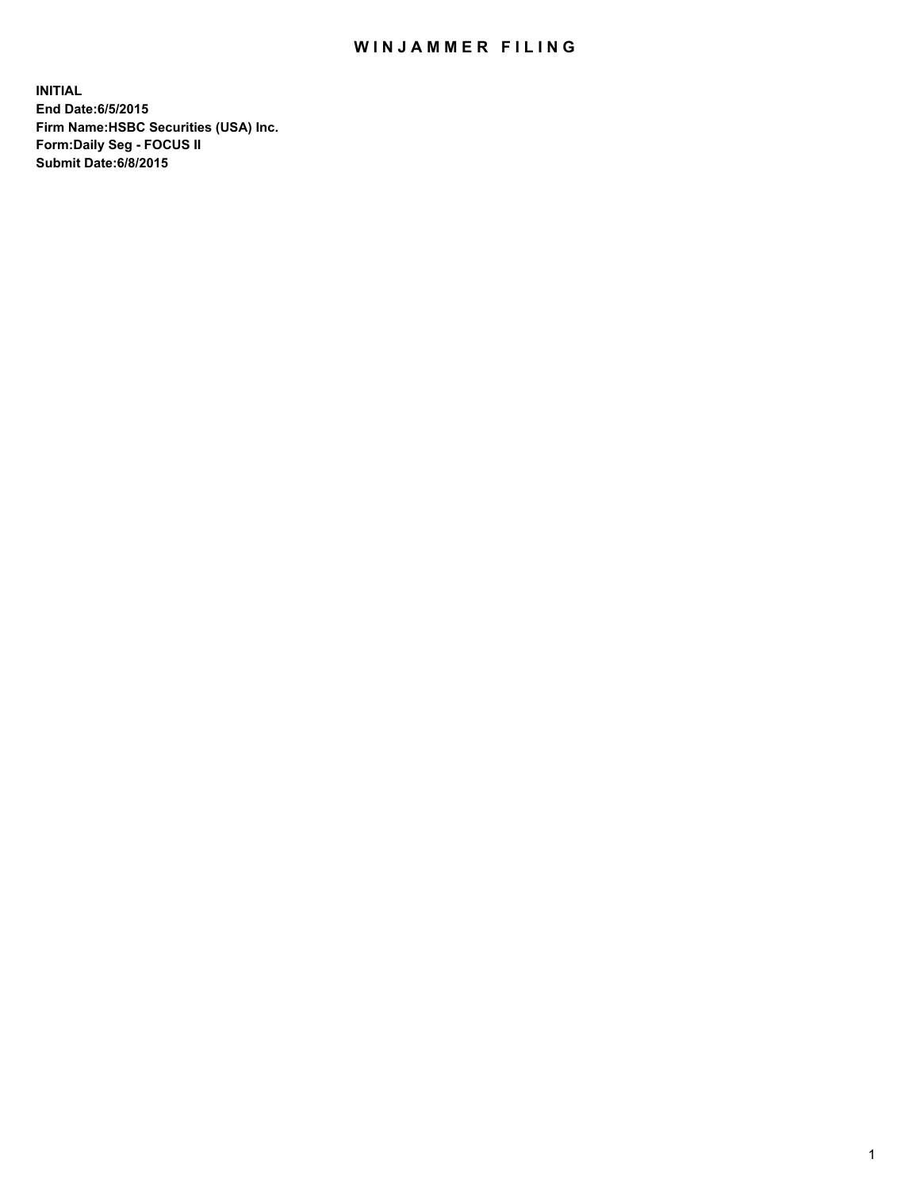# WINJAMMER FILING

**INITIAL**
**End Date:6/5/2015**
**Firm Name:HSBC Securities (USA) Inc.**
**Form:Daily Seg - FOCUS II**
**Submit Date:6/8/2015**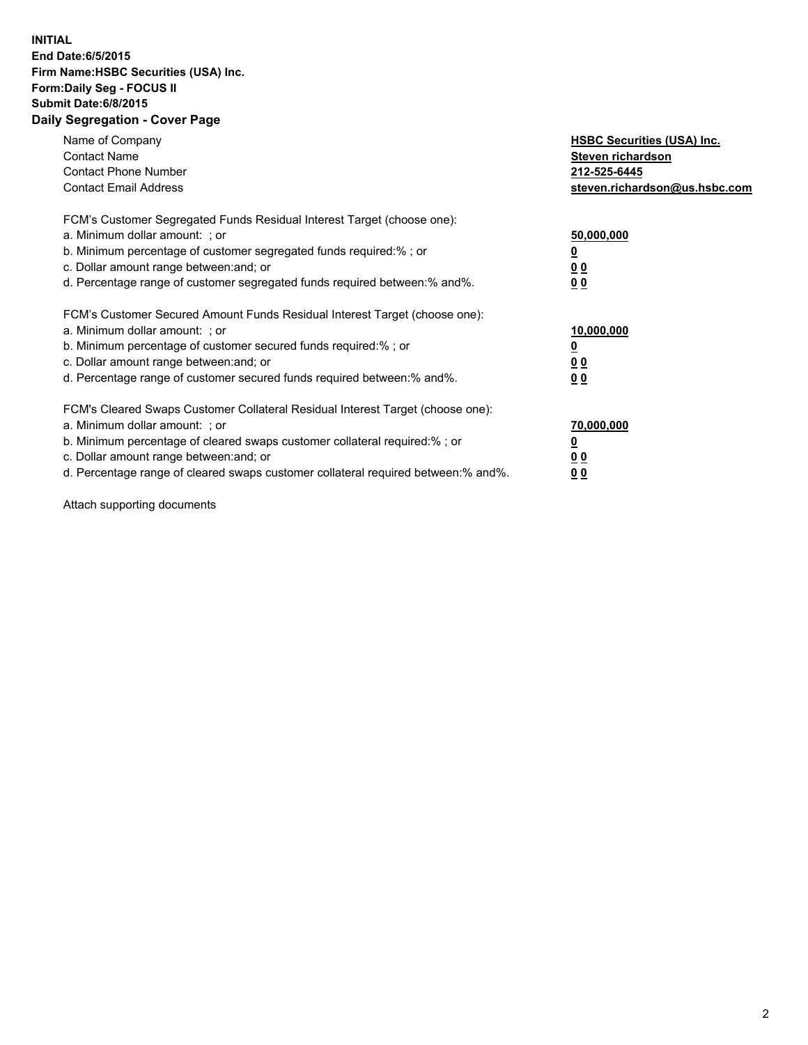**INITIAL**
**End Date:6/5/2015**
**Firm Name:HSBC Securities (USA) Inc.**
**Form:Daily Seg - FOCUS II**
**Submit Date:6/8/2015**

## Daily Segregation - Cover Page

| | |
|---|---|
| Name of Company | **HSBC Securities (USA) Inc.** |
| Contact Name | **Steven richardson** |
| Contact Phone Number | **212-525-6445** |
| Contact Email Address | **steven.richardson@us.hsbc.com** |

FCM's Customer Segregated Funds Residual Interest Target (choose one):

| | |
|---|---|
| a. Minimum dollar amount: ; or | **50,000,000** |
| b. Minimum percentage of customer segregated funds required:% ; or | **0** |
| c. Dollar amount range between:and; or | **0 0** |
| d. Percentage range of customer segregated funds required between:% and%. | **0 0** |

FCM's Customer Secured Amount Funds Residual Interest Target (choose one):

| | |
|---|---|
| a. Minimum dollar amount: ; or | **10,000,000** |
| b. Minimum percentage of customer secured funds required:% ; or | **0** |
| c. Dollar amount range between:and; or | **0 0** |
| d. Percentage range of customer secured funds required between:% and%. | **0 0** |

FCM's Cleared Swaps Customer Collateral Residual Interest Target (choose one):

| | |
|---|---|
| a. Minimum dollar amount: ; or | **70,000,000** |
| b. Minimum percentage of cleared swaps customer collateral required:% ; or | **0** |
| c. Dollar amount range between:and; or | **0 0** |
| d. Percentage range of cleared swaps customer collateral required between:% and%. | **0 0** |

Attach supporting documents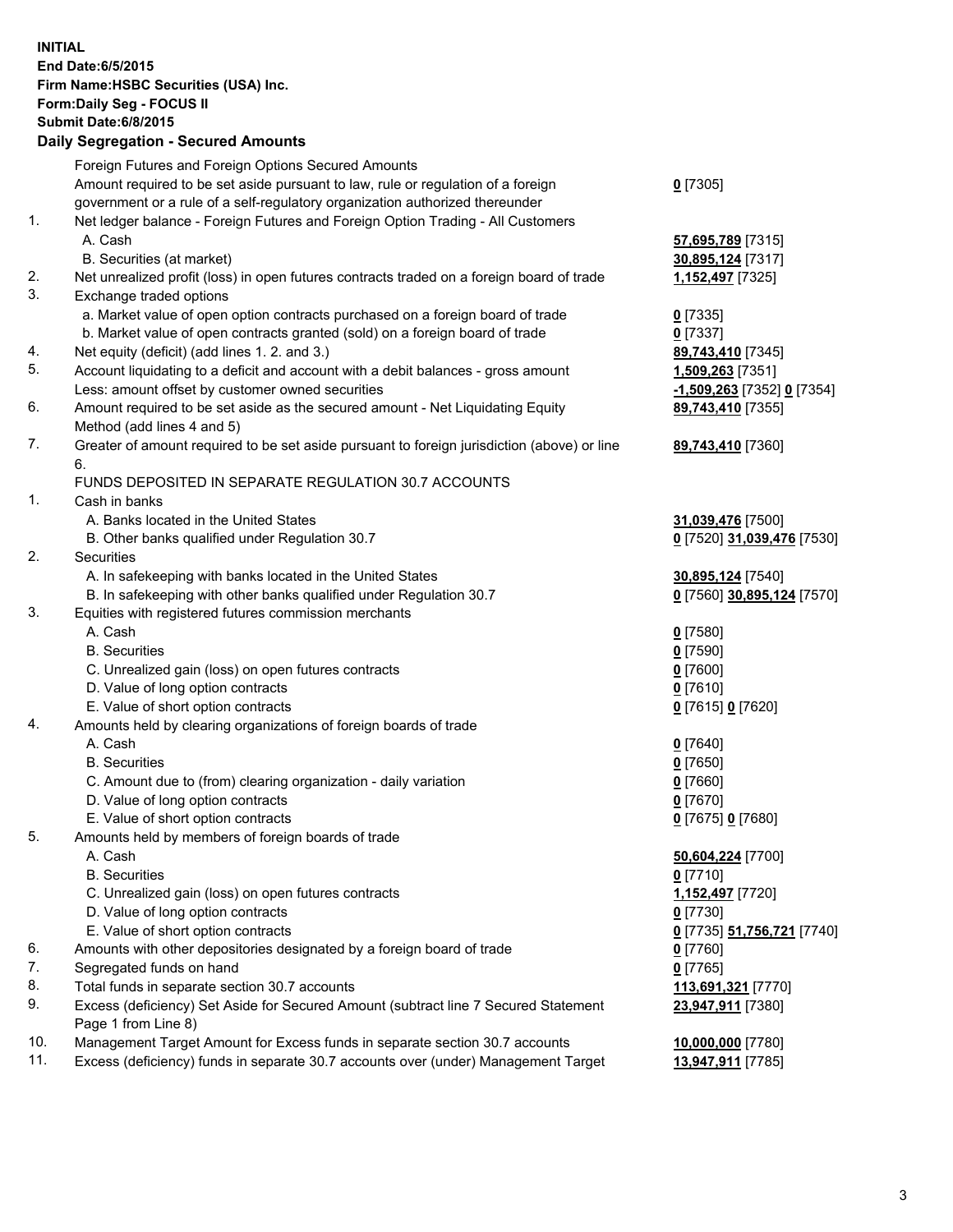**INITIAL**
**End Date:6/5/2015**
**Firm Name:HSBC Securities (USA) Inc.**
**Form:Daily Seg - FOCUS II**
**Submit Date:6/8/2015**

## Daily Segregation - Secured Amounts

| | | |
|---|---|---|
| | Foreign Futures and Foreign Options Secured Amounts | |
| | Amount required to be set aside pursuant to law, rule or regulation of a foreign government or a rule of a self-regulatory organization authorized thereunder | 0 [7305] |
| 1. | Net ledger balance - Foreign Futures and Foreign Option Trading - All Customers | |
| | A. Cash | 57,695,789 [7315] |
| | B. Securities (at market) | 30,895,124 [7317] |
| 2. | Net unrealized profit (loss) in open futures contracts traded on a foreign board of trade | 1,152,497 [7325] |
| 3. | Exchange traded options | |
| | a. Market value of open option contracts purchased on a foreign board of trade | 0 [7335] |
| | b. Market value of open contracts granted (sold) on a foreign board of trade | 0 [7337] |
| 4. | Net equity (deficit) (add lines 1. 2. and 3.) | 89,743,410 [7345] |
| 5. | Account liquidating to a deficit and account with a debit balances - gross amount | 1,509,263 [7351] |
| | Less: amount offset by customer owned securities | -1,509,263 [7352] 0 [7354] |
| 6. | Amount required to be set aside as the secured amount - Net Liquidating Equity Method (add lines 4 and 5) | 89,743,410 [7355] |
| 7. | Greater of amount required to be set aside pursuant to foreign jurisdiction (above) or line 6. | 89,743,410 [7360] |
| | FUNDS DEPOSITED IN SEPARATE REGULATION 30.7 ACCOUNTS | |
| 1. | Cash in banks | |
| | A. Banks located in the United States | 31,039,476 [7500] |
| | B. Other banks qualified under Regulation 30.7 | 0 [7520] 31,039,476 [7530] |
| 2. | Securities | |
| | A. In safekeeping with banks located in the United States | 30,895,124 [7540] |
| | B. In safekeeping with other banks qualified under Regulation 30.7 | 0 [7560] 30,895,124 [7570] |
| 3. | Equities with registered futures commission merchants | |
| | A. Cash | 0 [7580] |
| | B. Securities | 0 [7590] |
| | C. Unrealized gain (loss) on open futures contracts | 0 [7600] |
| | D. Value of long option contracts | 0 [7610] |
| | E. Value of short option contracts | 0 [7615] 0 [7620] |
| 4. | Amounts held by clearing organizations of foreign boards of trade | |
| | A. Cash | 0 [7640] |
| | B. Securities | 0 [7650] |
| | C. Amount due to (from) clearing organization - daily variation | 0 [7660] |
| | D. Value of long option contracts | 0 [7670] |
| | E. Value of short option contracts | 0 [7675] 0 [7680] |
| 5. | Amounts held by members of foreign boards of trade | |
| | A. Cash | 50,604,224 [7700] |
| | B. Securities | 0 [7710] |
| | C. Unrealized gain (loss) on open futures contracts | 1,152,497 [7720] |
| | D. Value of long option contracts | 0 [7730] |
| | E. Value of short option contracts | 0 [7735] 51,756,721 [7740] |
| 6. | Amounts with other depositories designated by a foreign board of trade | 0 [7760] |
| 7. | Segregated funds on hand | 0 [7765] |
| 8. | Total funds in separate section 30.7 accounts | 113,691,321 [7770] |
| 9. | Excess (deficiency) Set Aside for Secured Amount (subtract line 7 Secured Statement Page 1 from Line 8) | 23,947,911 [7380] |
| 10. | Management Target Amount for Excess funds in separate section 30.7 accounts | 10,000,000 [7780] |
| 11. | Excess (deficiency) funds in separate 30.7 accounts over (under) Management Target | 13,947,911 [7785] |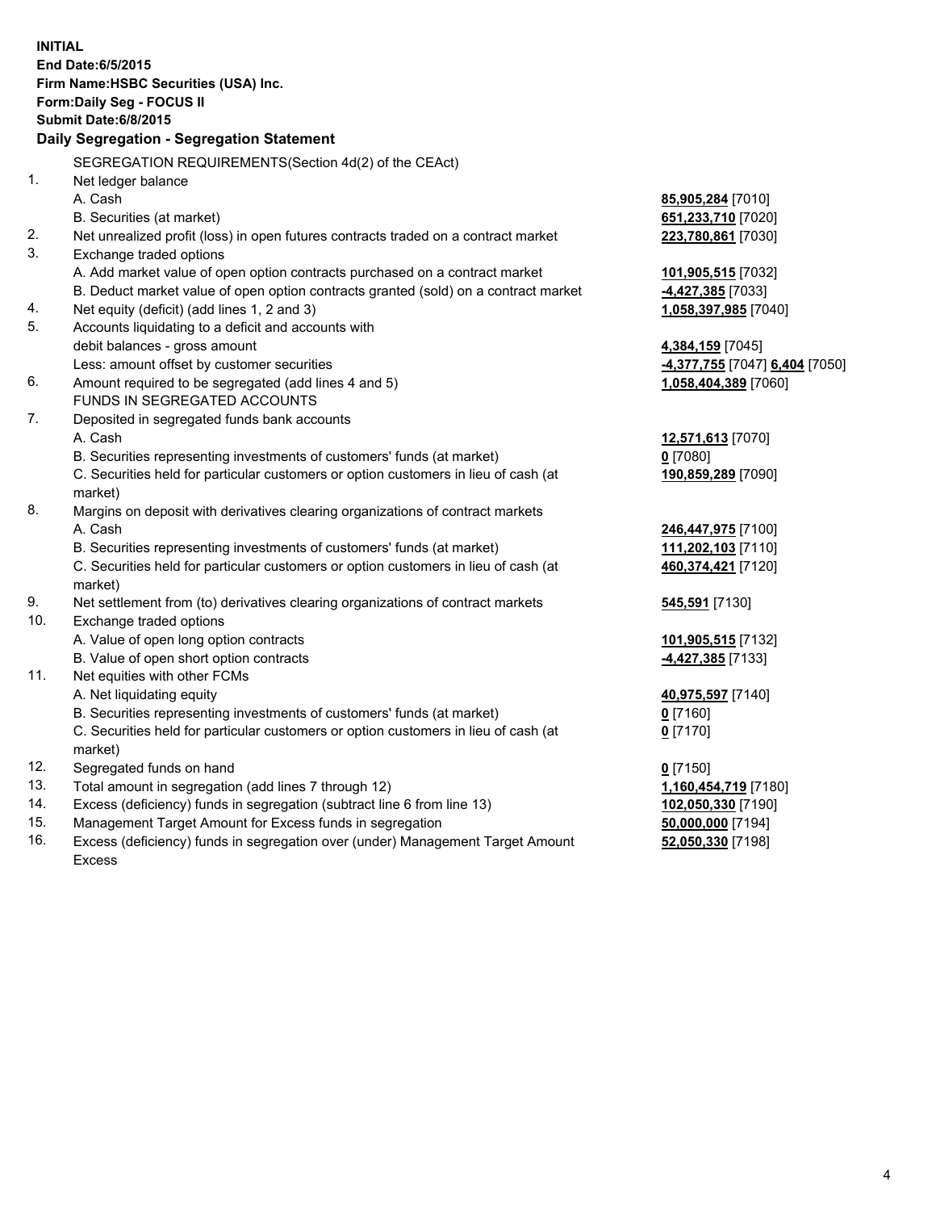**INITIAL**
**End Date:6/5/2015**
**Firm Name:HSBC Securities (USA) Inc.**
**Form:Daily Seg - FOCUS II**
**Submit Date:6/8/2015**

**Daily Segregation - Segregation Statement**

SEGREGATION REQUIREMENTS(Section 4d(2) of the CEAct)

| | | |
|---|---|---|
| 1. | Net ledger balance | |
| | A. Cash | **85,905,284** [7010] |
| | B. Securities (at market) | **651,233,710** [7020] |
| 2. | Net unrealized profit (loss) in open futures contracts traded on a contract market | **223,780,861** [7030] |
| 3. | Exchange traded options | |
| | A. Add market value of open option contracts purchased on a contract market | **101,905,515** [7032] |
| | B. Deduct market value of open option contracts granted (sold) on a contract market | **-4,427,385** [7033] |
| 4. | Net equity (deficit) (add lines 1, 2 and 3) | **1,058,397,985** [7040] |
| 5. | Accounts liquidating to a deficit and accounts with debit balances - gross amount | **4,384,159** [7045] |
| | Less: amount offset by customer securities | **-4,377,755** [7047] **6,404** [7050] |
| 6. | Amount required to be segregated (add lines 4 and 5) | **1,058,404,389** [7060] |
| | FUNDS IN SEGREGATED ACCOUNTS | |
| 7. | Deposited in segregated funds bank accounts | |
| | A. Cash | **12,571,613** [7070] |
| | B. Securities representing investments of customers' funds (at market) | **0** [7080] |
| | C. Securities held for particular customers or option customers in lieu of cash (at market) | **190,859,289** [7090] |
| 8. | Margins on deposit with derivatives clearing organizations of contract markets | |
| | A. Cash | **246,447,975** [7100] |
| | B. Securities representing investments of customers' funds (at market) | **111,202,103** [7110] |
| | C. Securities held for particular customers or option customers in lieu of cash (at market) | **460,374,421** [7120] |
| 9. | Net settlement from (to) derivatives clearing organizations of contract markets | **545,591** [7130] |
| 10. | Exchange traded options | |
| | A. Value of open long option contracts | **101,905,515** [7132] |
| | B. Value of open short option contracts | **-4,427,385** [7133] |
| 11. | Net equities with other FCMs | |
| | A. Net liquidating equity | **40,975,597** [7140] |
| | B. Securities representing investments of customers' funds (at market) | **0** [7160] |
| | C. Securities held for particular customers or option customers in lieu of cash (at market) | **0** [7170] |
| 12. | Segregated funds on hand | **0** [7150] |
| 13. | Total amount in segregation (add lines 7 through 12) | **1,160,454,719** [7180] |
| 14. | Excess (deficiency) funds in segregation (subtract line 6 from line 13) | **102,050,330** [7190] |
| 15. | Management Target Amount for Excess funds in segregation | **50,000,000** [7194] |
| 16. | Excess (deficiency) funds in segregation over (under) Management Target Amount Excess | **52,050,330** [7198] |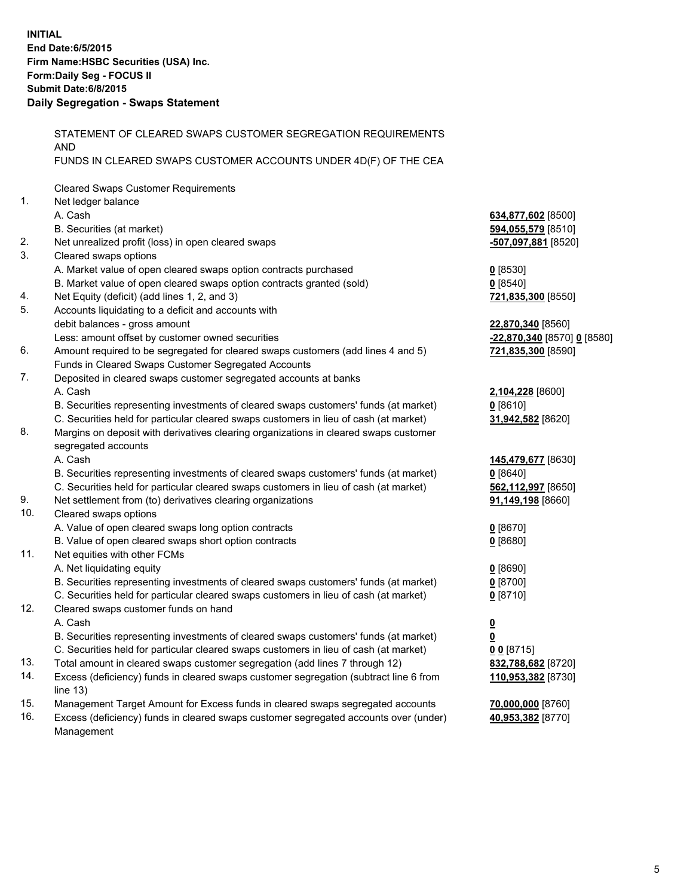**INITIAL**
**End Date:6/5/2015**
**Firm Name:HSBC Securities (USA) Inc.**
**Form:Daily Seg - FOCUS II**
**Submit Date:6/8/2015**
**Daily Segregation - Swaps Statement**

STATEMENT OF CLEARED SWAPS CUSTOMER SEGREGATION REQUIREMENTS AND FUNDS IN CLEARED SWAPS CUSTOMER ACCOUNTS UNDER 4D(F) OF THE CEA

| | | |
|---|---|---|
| | Cleared Swaps Customer Requirements | |
| 1. | Net ledger balance | |
| | A. Cash | **634,877,602** [8500] |
| | B. Securities (at market) | **594,055,579** [8510] |
| 2. | Net unrealized profit (loss) in open cleared swaps | **-507,097,881** [8520] |
| 3. | Cleared swaps options | |
| | A. Market value of open cleared swaps option contracts purchased | **0** [8530] |
| | B. Market value of open cleared swaps option contracts granted (sold) | **0** [8540] |
| 4. | Net Equity (deficit) (add lines 1, 2, and 3) | **721,835,300** [8550] |
| 5. | Accounts liquidating to a deficit and accounts with debit balances - gross amount | **22,870,340** [8560] |
| | Less: amount offset by customer owned securities | **-22,870,340** [8570] **0** [8580] |
| 6. | Amount required to be segregated for cleared swaps customers (add lines 4 and 5) | **721,835,300** [8590] |
| | Funds in Cleared Swaps Customer Segregated Accounts | |
| 7. | Deposited in cleared swaps customer segregated accounts at banks | |
| | A. Cash | **2,104,228** [8600] |
| | B. Securities representing investments of cleared swaps customers' funds (at market) | **0** [8610] |
| | C. Securities held for particular cleared swaps customers in lieu of cash (at market) | **31,942,582** [8620] |
| 8. | Margins on deposit with derivatives clearing organizations in cleared swaps customer segregated accounts | |
| | A. Cash | **145,479,677** [8630] |
| | B. Securities representing investments of cleared swaps customers' funds (at market) | **0** [8640] |
| | C. Securities held for particular cleared swaps customers in lieu of cash (at market) | **562,112,997** [8650] |
| 9. | Net settlement from (to) derivatives clearing organizations | **91,149,198** [8660] |
| 10. | Cleared swaps options | |
| | A. Value of open cleared swaps long option contracts | **0** [8670] |
| | B. Value of open cleared swaps short option contracts | **0** [8680] |
| 11. | Net equities with other FCMs | |
| | A. Net liquidating equity | **0** [8690] |
| | B. Securities representing investments of cleared swaps customers' funds (at market) | **0** [8700] |
| | C. Securities held for particular cleared swaps customers in lieu of cash (at market) | **0** [8710] |
| 12. | Cleared swaps customer funds on hand | |
| | A. Cash | **0** |
| | B. Securities representing investments of cleared swaps customers' funds (at market) | **0** |
| | C. Securities held for particular cleared swaps customers in lieu of cash (at market) | **0** **0** [8715] |
| 13. | Total amount in cleared swaps customer segregation (add lines 7 through 12) | **832,788,682** [8720] |
| 14. | Excess (deficiency) funds in cleared swaps customer segregation (subtract line 6 from line 13) | **110,953,382** [8730] |
| 15. | Management Target Amount for Excess funds in cleared swaps segregated accounts | **70,000,000** [8760] |
| 16. | Excess (deficiency) funds in cleared swaps customer segregated accounts over (under) Management | **40,953,382** [8770] |